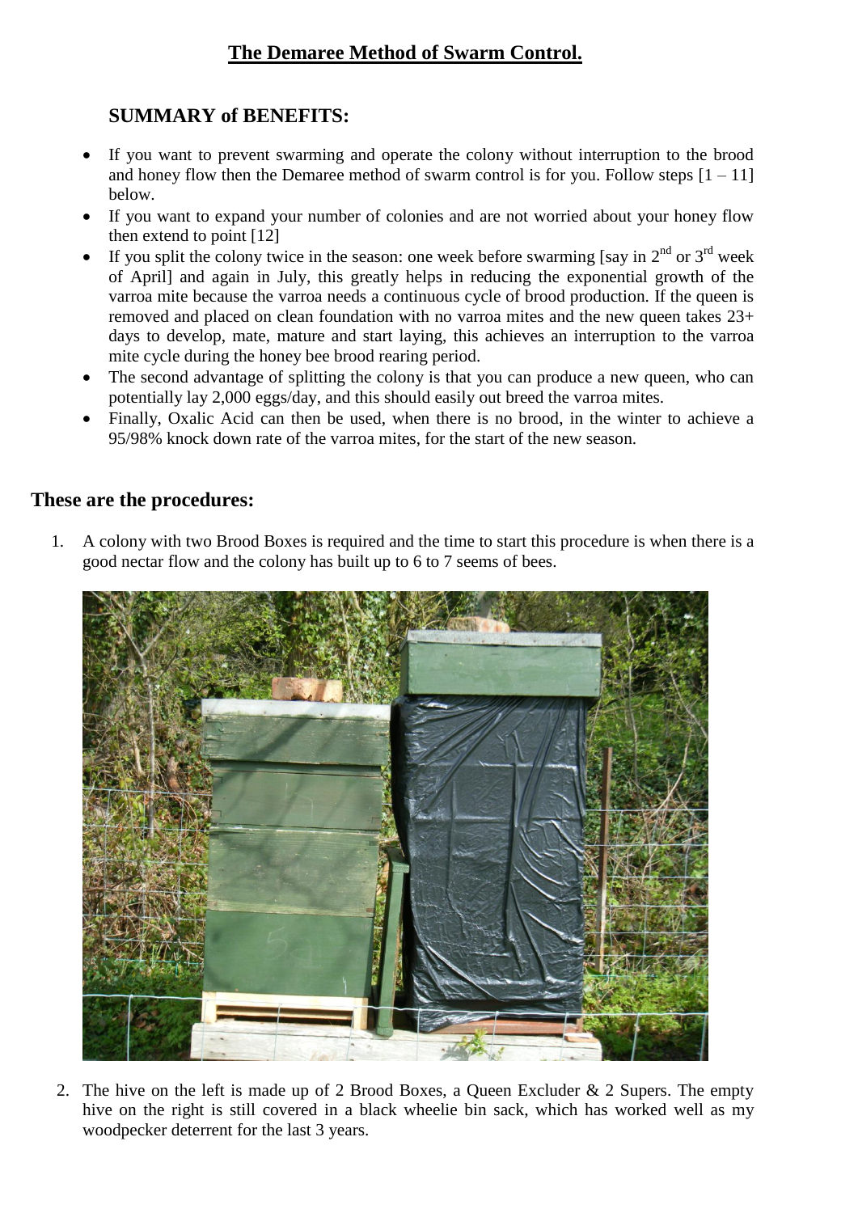# The Demaree Method of Swarm Control.

## SUMMARY of BENEFITS:

- If you want to prevent swarming and operate the colony without interruption to the brood and honey flow then the Demaree method of swarm control is for you. Follow steps [1 – 11] below.
- If you want to expand your number of colonies and are not worried about your honey flow then extend to point [12]
- If you split the colony twice in the season: one week before swarming [say in 2nd or 3rd week of April] and again in July, this greatly helps in reducing the exponential growth of the varroa mite because the varroa needs a continuous cycle of brood production. If the queen is removed and placed on clean foundation with no varroa mites and the new queen takes 23+ days to develop, mate, mature and start laying, this achieves an interruption to the varroa mite cycle during the honey bee brood rearing period.
- The second advantage of splitting the colony is that you can produce a new queen, who can potentially lay 2,000 eggs/day, and this should easily out breed the varroa mites.
- Finally, Oxalic Acid can then be used, when there is no brood, in the winter to achieve a 95/98% knock down rate of the varroa mites, for the start of the new season.

## These are the procedures:

1. A colony with two Brood Boxes is required and the time to start this procedure is when there is a good nectar flow and the colony has built up to 6 to 7 seems of bees.

2. The hive on the left is made up of 2 Brood Boxes, a Queen Excluder & 2 Supers. The empty hive on the right is still covered in a black wheelie bin sack, which has worked well as my woodpecker deterrent for the last 3 years.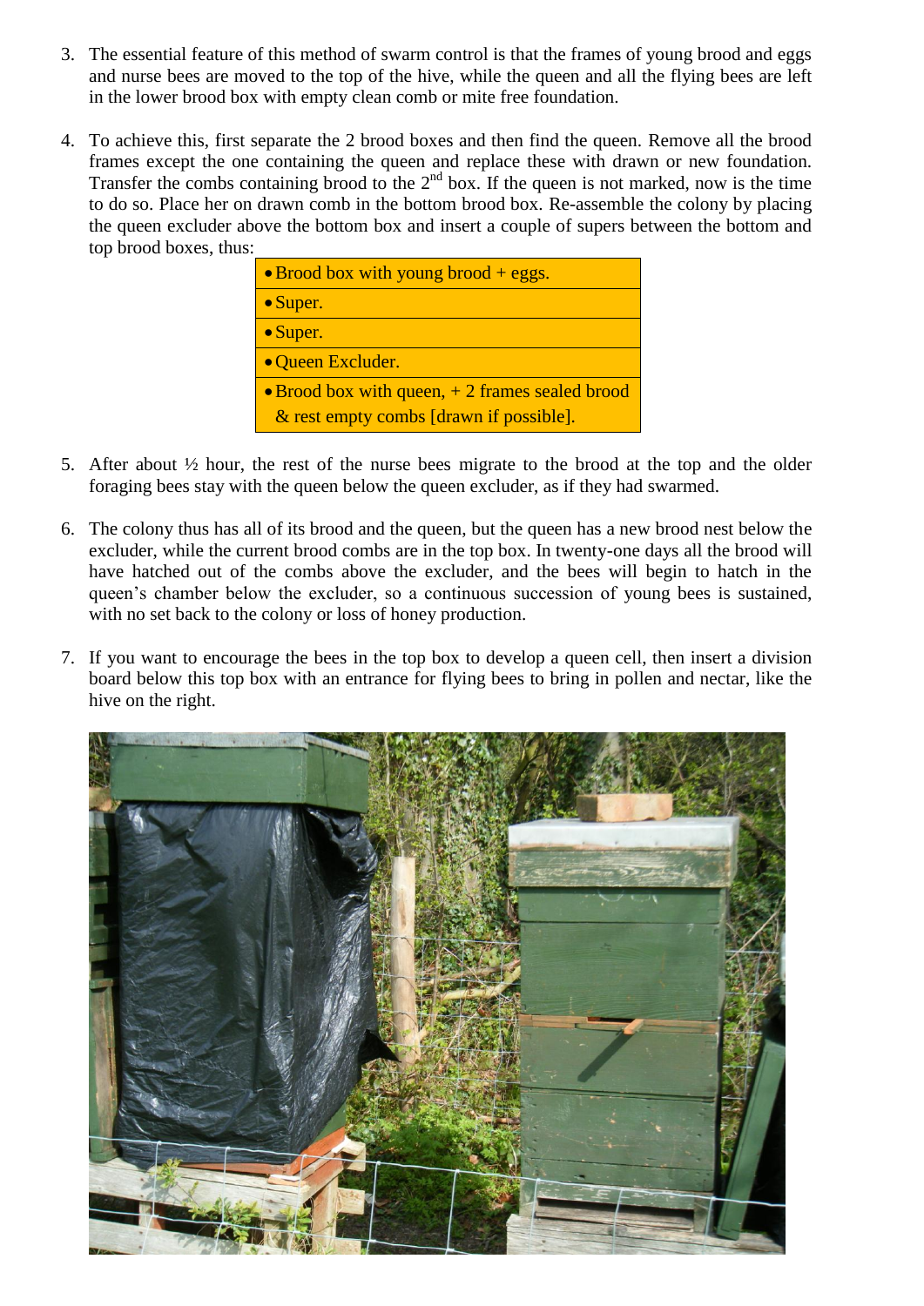3. The essential feature of this method of swarm control is that the frames of young brood and eggs and nurse bees are moved to the top of the hive, while the queen and all the flying bees are left in the lower brood box with empty clean comb or mite free foundation.

4. To achieve this, first separate the 2 brood boxes and then find the queen. Remove all the brood frames except the one containing the queen and replace these with drawn or new foundation. Transfer the combs containing brood to the 2nd box. If the queen is not marked, now is the time to do so. Place her on drawn comb in the bottom brood box. Re-assemble the colony by placing the queen excluder above the bottom box and insert a couple of supers between the bottom and top brood boxes, thus:

| |
|---|
| • Brood box with young brood + eggs. |
| • Super. |
| • Super. |
| • Queen Excluder. |
| • Brood box with queen, + 2 frames sealed brood & rest empty combs [drawn if possible]. |

5. After about ½ hour, the rest of the nurse bees migrate to the brood at the top and the older foraging bees stay with the queen below the queen excluder, as if they had swarmed.

6. The colony thus has all of its brood and the queen, but the queen has a new brood nest below the excluder, while the current brood combs are in the top box. In twenty-one days all the brood will have hatched out of the combs above the excluder, and the bees will begin to hatch in the queen's chamber below the excluder, so a continuous succession of young bees is sustained, with no set back to the colony or loss of honey production.

7. If you want to encourage the bees in the top box to develop a queen cell, then insert a division board below this top box with an entrance for flying bees to bring in pollen and nectar, like the hive on the right.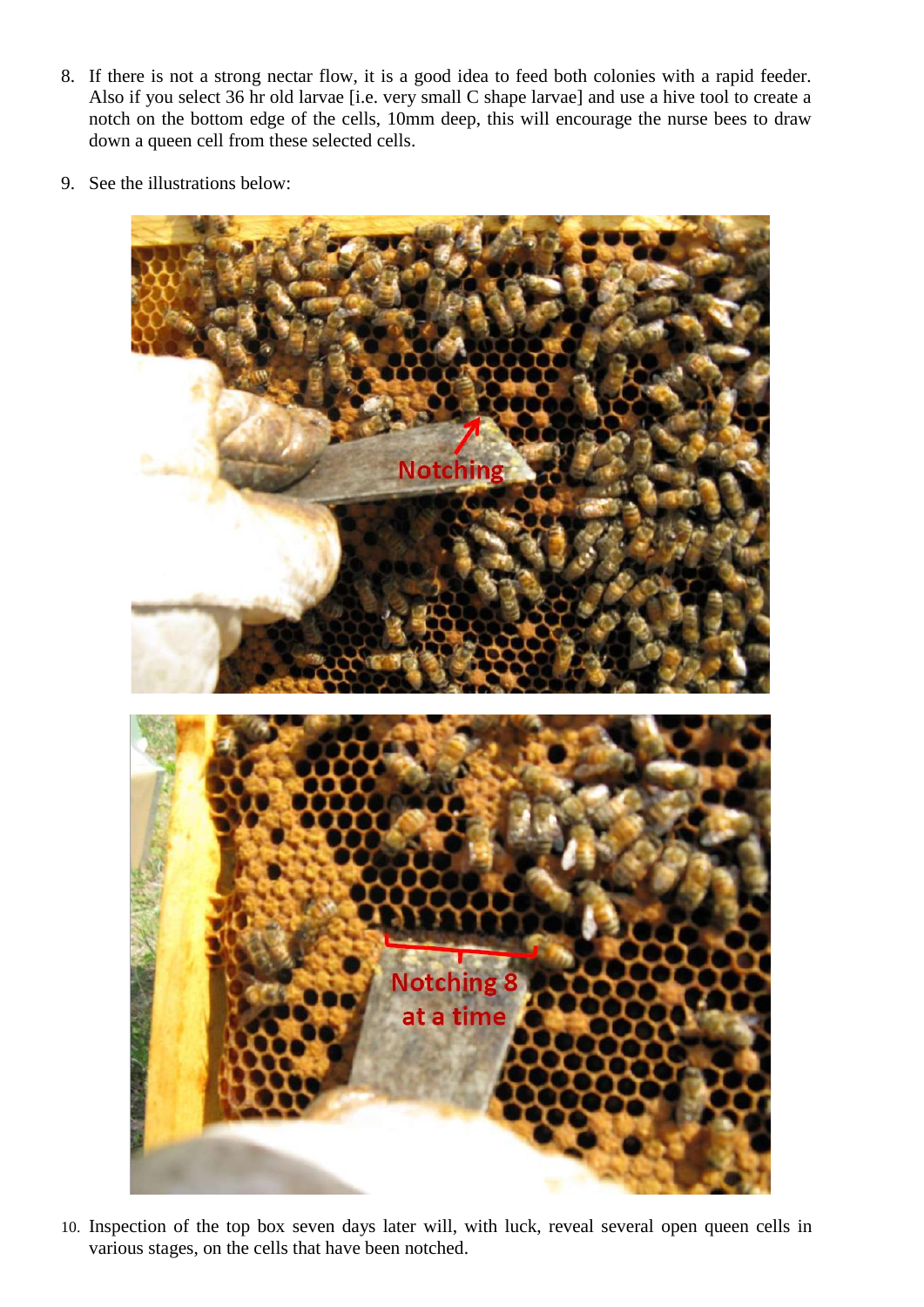8. If there is not a strong nectar flow, it is a good idea to feed both colonies with a rapid feeder. Also if you select 36 hr old larvae [i.e. very small C shape larvae] and use a hive tool to create a notch on the bottom edge of the cells, 10mm deep, this will encourage the nurse bees to draw down a queen cell from these selected cells.

9. See the illustrations below:

10. Inspection of the top box seven days later will, with luck, reveal several open queen cells in various stages, on the cells that have been notched.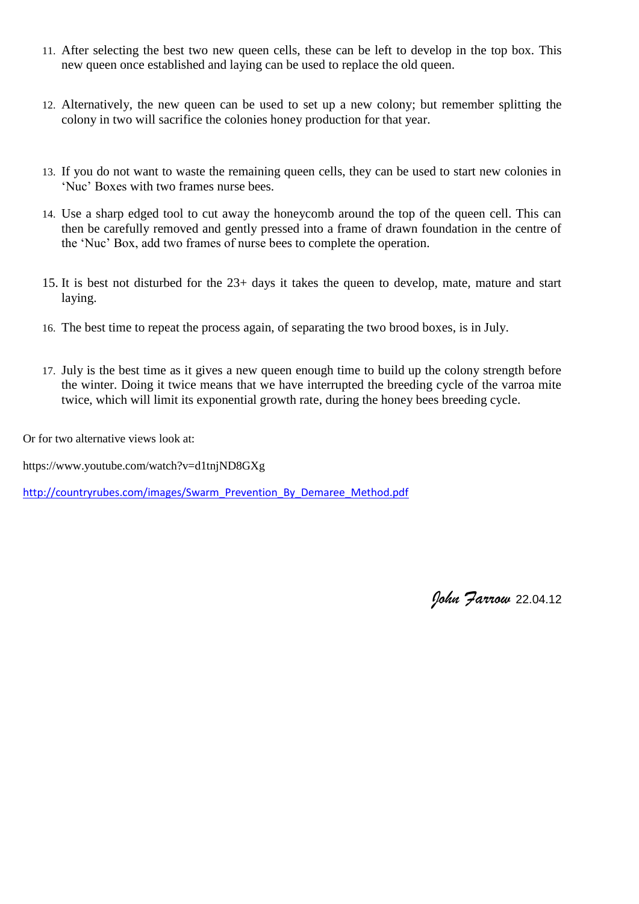11. After selecting the best two new queen cells, these can be left to develop in the top box. This new queen once established and laying can be used to replace the old queen.

12. Alternatively, the new queen can be used to set up a new colony; but remember splitting the colony in two will sacrifice the colonies honey production for that year.

13. If you do not want to waste the remaining queen cells, they can be used to start new colonies in 'Nuc' Boxes with two frames nurse bees.

14. Use a sharp edged tool to cut away the honeycomb around the top of the queen cell. This can then be carefully removed and gently pressed into a frame of drawn foundation in the centre of the 'Nuc' Box, add two frames of nurse bees to complete the operation.

15. It is best not disturbed for the 23+ days it takes the queen to develop, mate, mature and start laying.

16. The best time to repeat the process again, of separating the two brood boxes, is in July.

17. July is the best time as it gives a new queen enough time to build up the colony strength before the winter. Doing it twice means that we have interrupted the breeding cycle of the varroa mite twice, which will limit its exponential growth rate, during the honey bees breeding cycle.

Or for two alternative views look at:

https://www.youtube.com/watch?v=d1tnjND8GXg

http://countryrubes.com/images/Swarm_Prevention_By_Demaree_Method.pdf

*John Farrow* 22.04.12